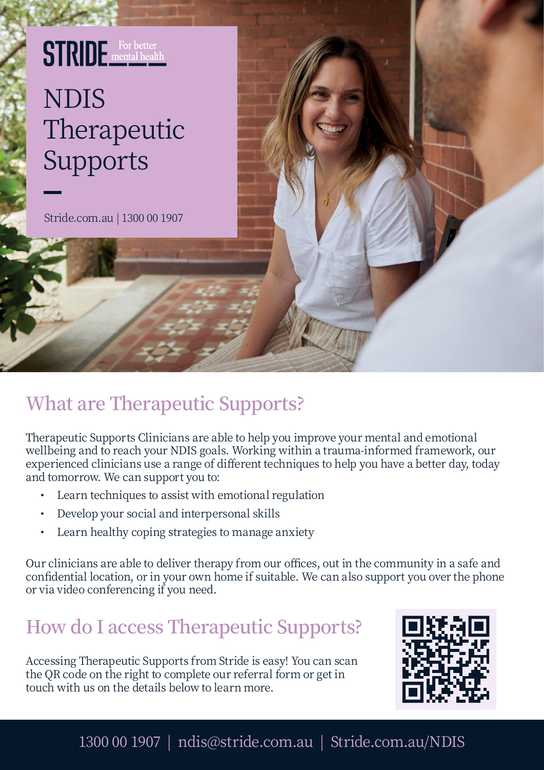STRIDE For better mental health

# NDIS Therapeutic Supports

Stride.com.au | 1300 00 1907

## What are Therapeutic Supports?

Therapeutic Supports Clinicians are able to help you improve your mental and emotional wellbeing and to reach your NDIS goals. Working within a trauma-informed framework, our experienced clinicians use a range of different techniques to help you have a better day, today and tomorrow. We can support you to:

- Learn techniques to assist with emotional regulation
- Develop your social and interpersonal skills
- Learn healthy coping strategies to manage anxiety

Our clinicians are able to deliver therapy from our offices, out in the community in a safe and confidential location, or in your own home if suitable. We can also support you over the phone or via video conferencing if you need.

## How do I access Therapeutic Supports?

Accessing Therapeutic Supports from Stride is easy! You can scan the QR code on the right to complete our referral form or get in touch with us on the details below to learn more.

1300 00 1907 | ndis@stride.com.au | Stride.com.au/NDIS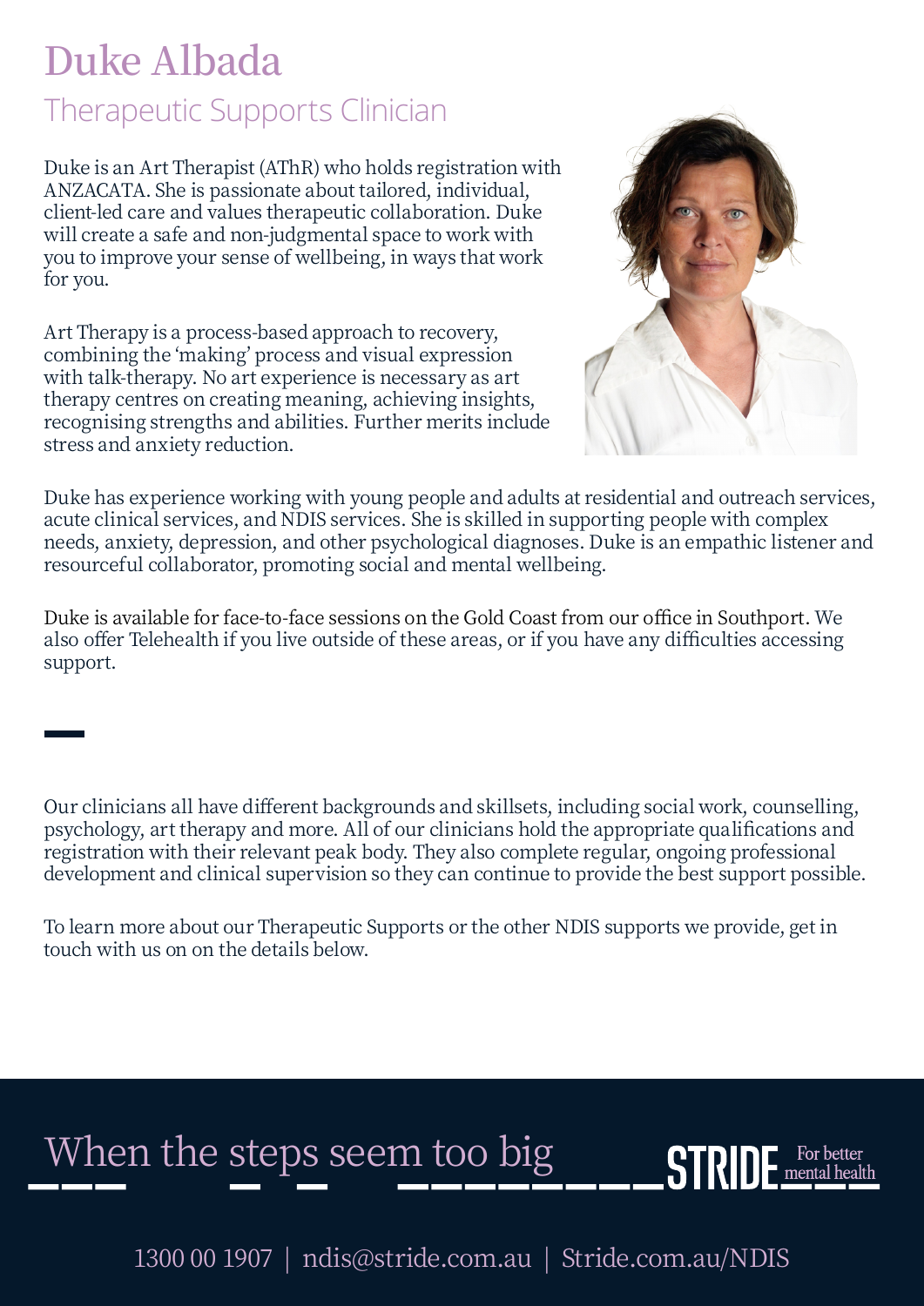# Duke Albada

## Therapeutic Supports Clinician

Duke is an Art Therapist (AThR) who holds registration with ANZACATA. She is passionate about tailored, individual, client-led care and values therapeutic collaboration. Duke will create a safe and non-judgmental space to work with you to improve your sense of wellbeing, in ways that work for you.

Art Therapy is a process-based approach to recovery, combining the 'making' process and visual expression with talk-therapy. No art experience is necessary as art therapy centres on creating meaning, achieving insights, recognising strengths and abilities. Further merits include stress and anxiety reduction.

Duke has experience working with young people and adults at residential and outreach services, acute clinical services, and NDIS services. She is skilled in supporting people with complex needs, anxiety, depression, and other psychological diagnoses. Duke is an empathic listener and resourceful collaborator, promoting social and mental wellbeing.

Duke is available for face-to-face sessions on the Gold Coast from our office in Southport. We also offer Telehealth if you live outside of these areas, or if you have any difficulties accessing support.

Our clinicians all have different backgrounds and skillsets, including social work, counselling, psychology, art therapy and more. All of our clinicians hold the appropriate qualifications and registration with their relevant peak body. They also complete regular, ongoing professional development and clinical supervision so they can continue to provide the best support possible.

To learn more about our Therapeutic Supports or the other NDIS supports we provide, get in touch with us on on the details below.

When the steps seem too big

STRIDE For better mental health

1300 00 1907 | ndis@stride.com.au | Stride.com.au/NDIS